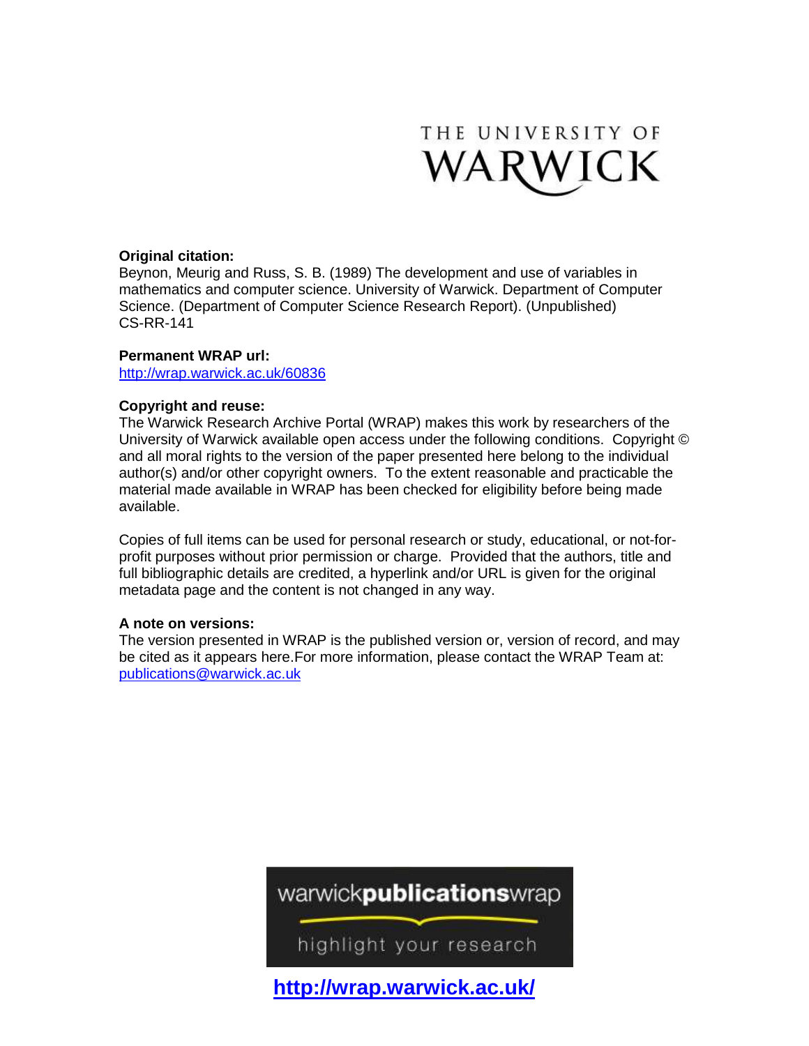THE UNIVERSITY OF WARWICK

**Original citation:**
Beynon, Meurig and Russ, S. B. (1989) The development and use of variables in mathematics and computer science. University of Warwick. Department of Computer Science. (Department of Computer Science Research Report). (Unpublished) CS-RR-141

**Permanent WRAP url:**
http://wrap.warwick.ac.uk/60836

**Copyright and reuse:**
The Warwick Research Archive Portal (WRAP) makes this work by researchers of the University of Warwick available open access under the following conditions. Copyright © and all moral rights to the version of the paper presented here belong to the individual author(s) and/or other copyright owners. To the extent reasonable and practicable the material made available in WRAP has been checked for eligibility before being made available.

Copies of full items can be used for personal research or study, educational, or not-for-profit purposes without prior permission or charge. Provided that the authors, title and full bibliographic details are credited, a hyperlink and/or URL is given for the original metadata page and the content is not changed in any way.

**A note on versions:**
The version presented in WRAP is the published version or, version of record, and may be cited as it appears here.For more information, please contact the WRAP Team at: publications@warwick.ac.uk

warwick**publications**wrap

highlight your research

**http://wrap.warwick.ac.uk/**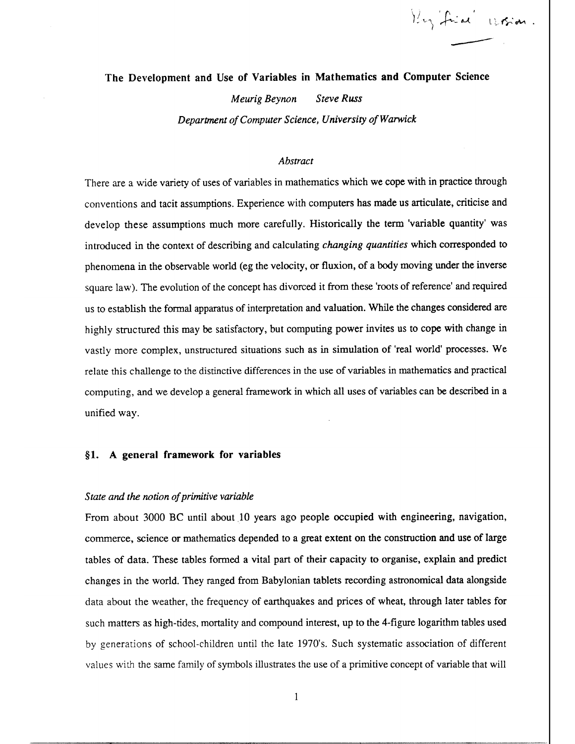Very 'final' version.

# The Development and Use of Variables in Mathematics and Computer Science

*Meurig Beynon  Steve Russ*

*Department of Computer Science, University of Warwick*

*Abstract*

There are a wide variety of uses of variables in mathematics which we cope with in practice through conventions and tacit assumptions. Experience with computers has made us articulate, criticise and develop these assumptions much more carefully. Historically the term 'variable quantity' was introduced in the context of describing and calculating *changing quantities* which corresponded to phenomena in the observable world (eg the velocity, or fluxion, of a body moving under the inverse square law). The evolution of the concept has divorced it from these 'roots of reference' and required us to establish the formal apparatus of interpretation and valuation. While the changes considered are highly structured this may be satisfactory, but computing power invites us to cope with change in vastly more complex, unstructured situations such as in simulation of 'real world' processes. We relate this challenge to the distinctive differences in the use of variables in mathematics and practical computing, and we develop a general framework in which all uses of variables can be described in a unified way.

## §1. A general framework for variables

*State and the notion of primitive variable*

From about 3000 BC until about 10 years ago people occupied with engineering, navigation, commerce, science or mathematics depended to a great extent on the construction and use of large tables of data. These tables formed a vital part of their capacity to organise, explain and predict changes in the world. They ranged from Babylonian tablets recording astronomical data alongside data about the weather, the frequency of earthquakes and prices of wheat, through later tables for such matters as high-tides, mortality and compound interest, up to the 4-figure logarithm tables used by generations of school-children until the late 1970's. Such systematic association of different values with the same family of symbols illustrates the use of a primitive concept of variable that will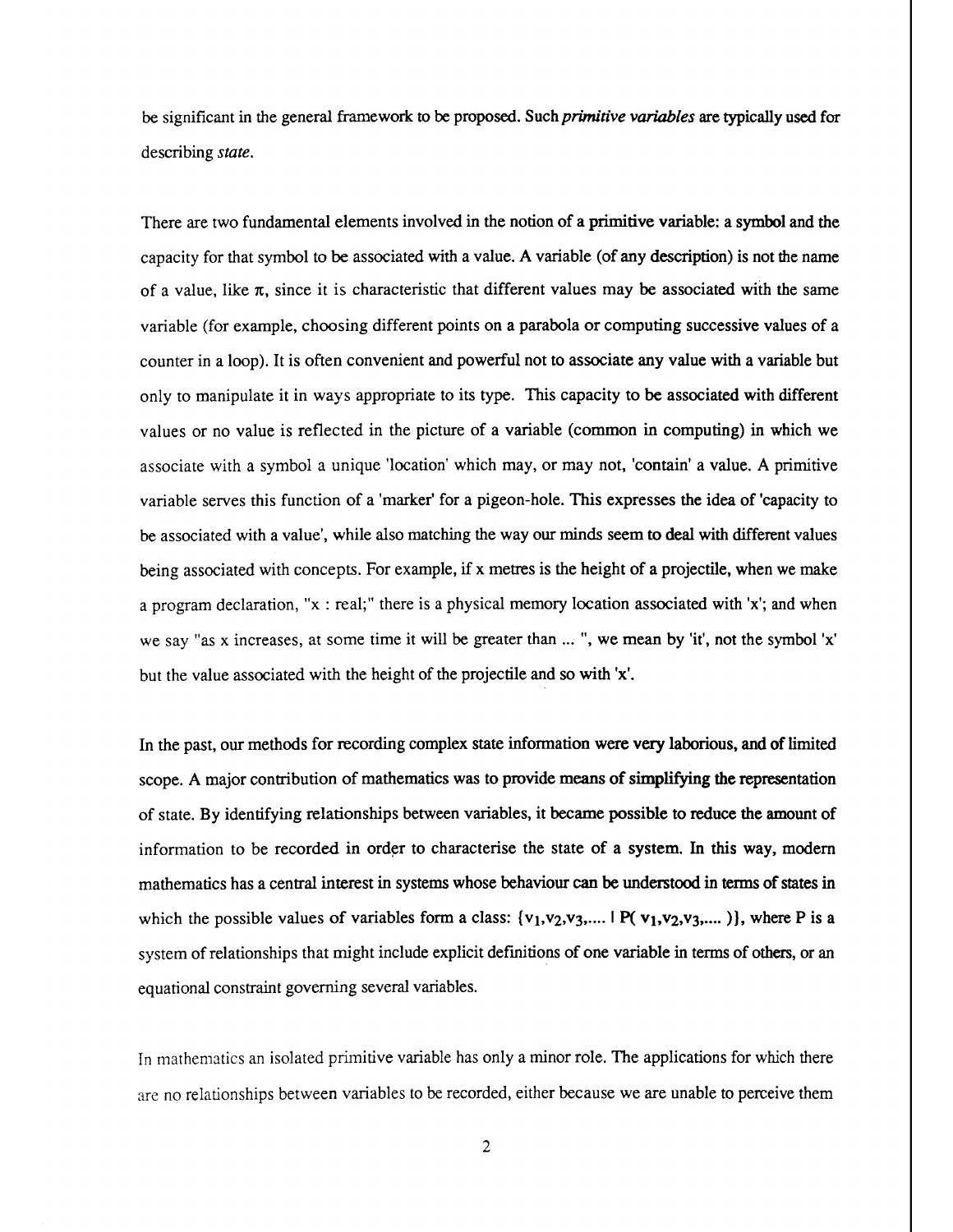be significant in the general framework to be proposed. Such *primitive variables* are typically used for describing *state*.

There are two fundamental elements involved in the notion of a primitive variable: a symbol and the capacity for that symbol to be associated with a value. A variable (of any description) is not the name of a value, like $\pi$, since it is characteristic that different values may be associated with the same variable (for example, choosing different points on a parabola or computing successive values of a counter in a loop). It is often convenient and powerful not to associate any value with a variable but only to manipulate it in ways appropriate to its type. This capacity to be associated with different values or no value is reflected in the picture of a variable (common in computing) in which we associate with a symbol a unique 'location' which may, or may not, 'contain' a value. A primitive variable serves this function of a 'marker' for a pigeon-hole. This expresses the idea of 'capacity to be associated with a value', while also matching the way our minds seem to deal with different values being associated with concepts. For example, if x metres is the height of a projectile, when we make a program declaration, "x : real;" there is a physical memory location associated with 'x'; and when we say "as x increases, at some time it will be greater than ... ", we mean by 'it', not the symbol 'x' but the value associated with the height of the projectile and so with 'x'.

In the past, our methods for recording complex state information were very laborious, and of limited scope. A major contribution of mathematics was to provide means of simplifying the representation of state. By identifying relationships between variables, it became possible to reduce the amount of information to be recorded in order to characterise the state of a system. In this way, modern mathematics has a central interest in systems whose behaviour can be understood in terms of states in which the possible values of variables form a class: $\{v_1, v_2, v_3, .... \mid P( v_1, v_2, v_3, .... )\}$, where P is a system of relationships that might include explicit definitions of one variable in terms of others, or an equational constraint governing several variables.

In mathematics an isolated primitive variable has only a minor role. The applications for which there are no relationships between variables to be recorded, either because we are unable to perceive them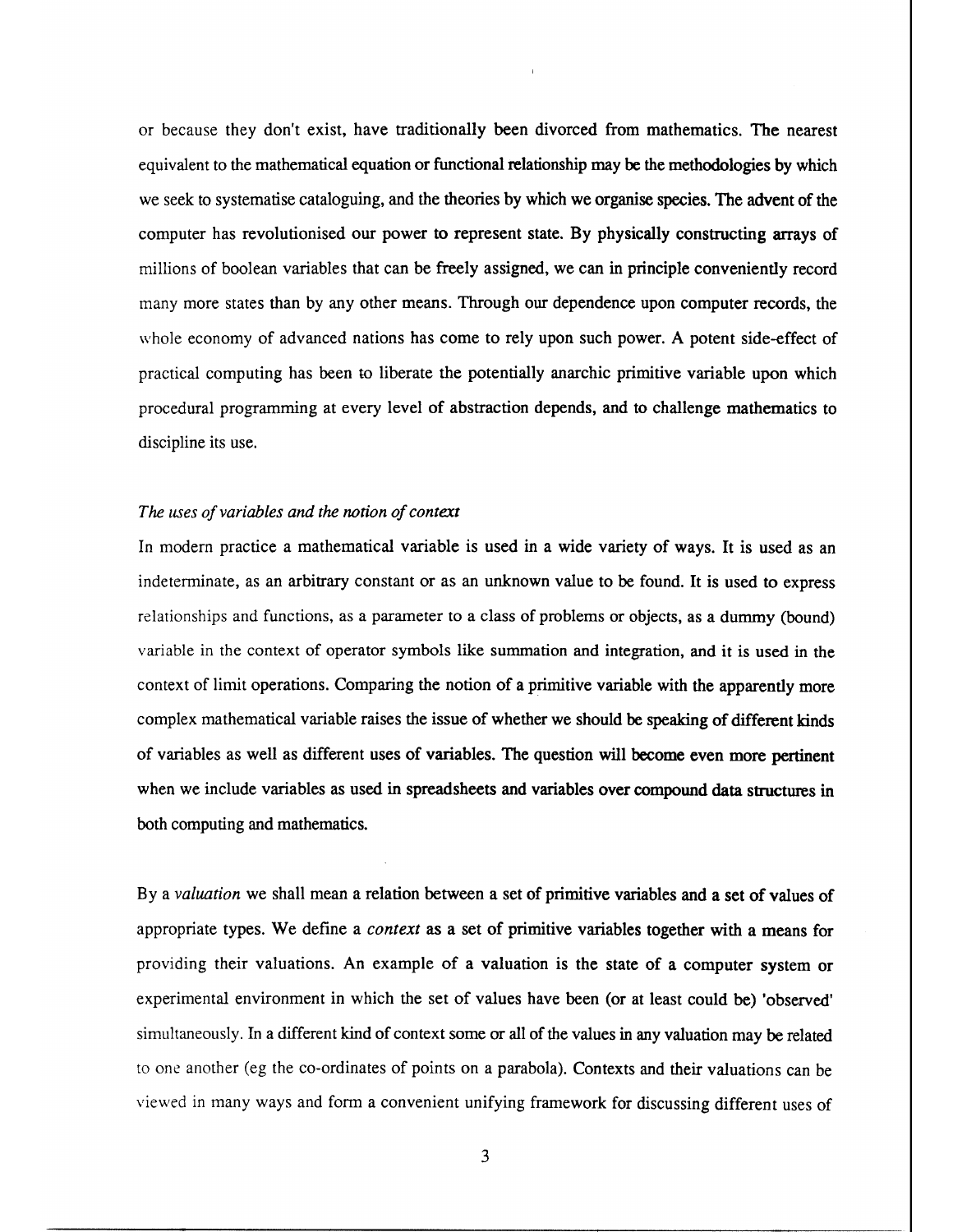or because they don't exist, have traditionally been divorced from mathematics. The nearest equivalent to the mathematical equation or functional relationship may be the methodologies by which we seek to systematise cataloguing, and the theories by which we organise species. The advent of the computer has revolutionised our power to represent state. By physically constructing arrays of millions of boolean variables that can be freely assigned, we can in principle conveniently record many more states than by any other means. Through our dependence upon computer records, the whole economy of advanced nations has come to rely upon such power. A potent side-effect of practical computing has been to liberate the potentially anarchic primitive variable upon which procedural programming at every level of abstraction depends, and to challenge mathematics to discipline its use.

### *The uses of variables and the notion of context*

In modern practice a mathematical variable is used in a wide variety of ways. It is used as an indeterminate, as an arbitrary constant or as an unknown value to be found. It is used to express relationships and functions, as a parameter to a class of problems or objects, as a dummy (bound) variable in the context of operator symbols like summation and integration, and it is used in the context of limit operations. Comparing the notion of a primitive variable with the apparently more complex mathematical variable raises the issue of whether we should be speaking of different kinds of variables as well as different uses of variables. The question will become even more pertinent when we include variables as used in spreadsheets and variables over compound data structures in both computing and mathematics.

By a *valuation* we shall mean a relation between a set of primitive variables and a set of values of appropriate types. We define a *context* as a set of primitive variables together with a means for providing their valuations. An example of a valuation is the state of a computer system or experimental environment in which the set of values have been (or at least could be) 'observed' simultaneously. In a different kind of context some or all of the values in any valuation may be related to one another (eg the co-ordinates of points on a parabola). Contexts and their valuations can be viewed in many ways and form a convenient unifying framework for discussing different uses of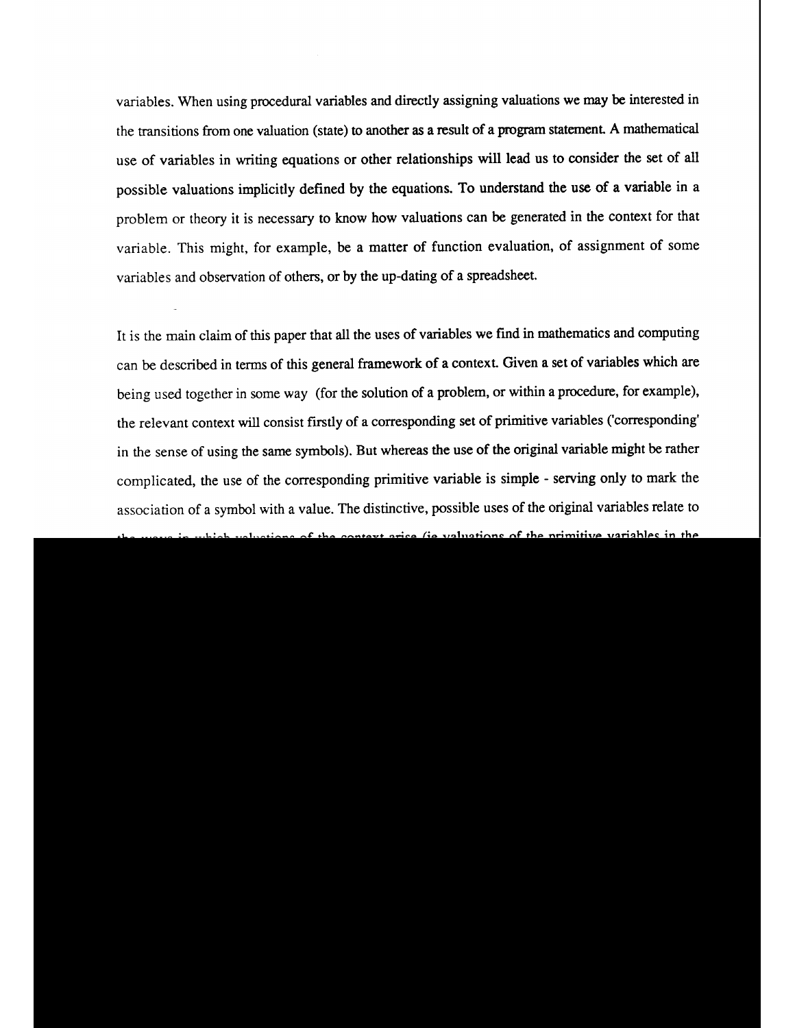variables. When using procedural variables and directly assigning valuations we may be interested in the transitions from one valuation (state) to another as a result of a program statement. A mathematical use of variables in writing equations or other relationships will lead us to consider the set of all possible valuations implicitly defined by the equations. To understand the use of a variable in a problem or theory it is necessary to know how valuations can be generated in the context for that variable. This might, for example, be a matter of function evaluation, of assignment of some variables and observation of others, or by the up-dating of a spreadsheet.

It is the main claim of this paper that all the uses of variables we find in mathematics and computing can be described in terms of this general framework of a context. Given a set of variables which are being used together in some way (for the solution of a problem, or within a procedure, for example), the relevant context will consist firstly of a corresponding set of primitive variables ('corresponding' in the sense of using the same symbols). But whereas the use of the original variable might be rather complicated, the use of the corresponding primitive variable is simple - serving only to mark the association of a symbol with a value. The distinctive, possible uses of the original variables relate to the ways in which valuations of the context arise (ie valuations of the primitive variables in the